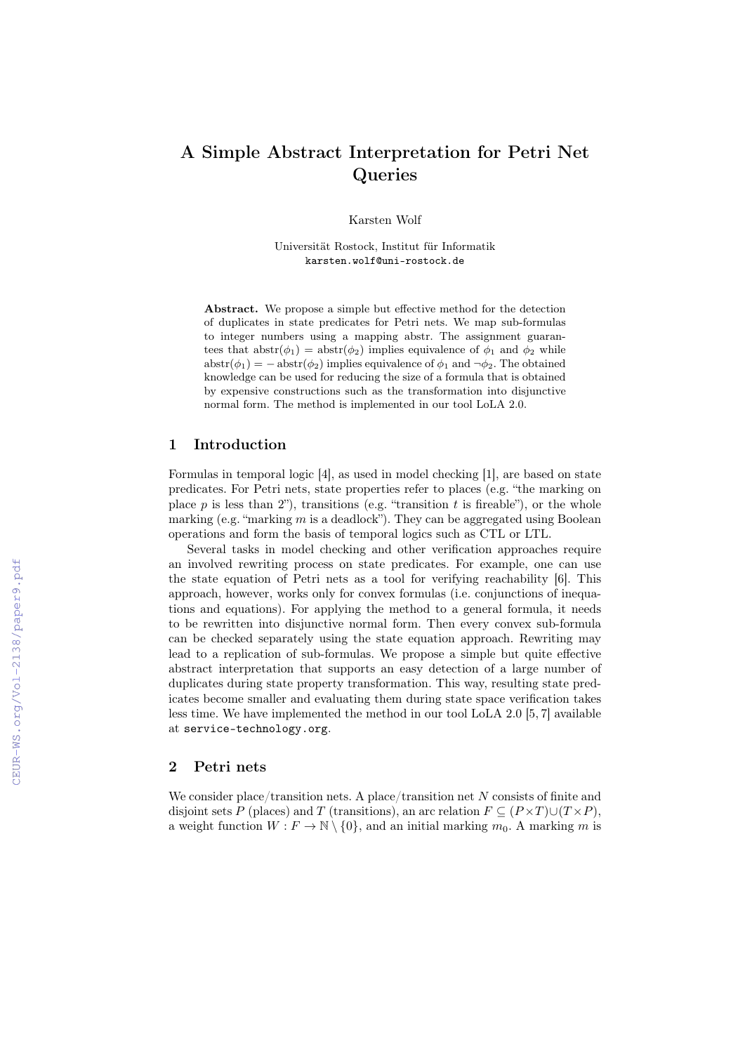# A Simple Abstract Interpretation for Petri Net Queries

Karsten Wolf

Universität Rostock, Institut für Informatik
karsten.wolf@uni-rostock.de

**Abstract.** We propose a simple but effective method for the detection of duplicates in state predicates for Petri nets. We map sub-formulas to integer numbers using a mapping abstr. The assignment guarantees that $\text{abstr}(\phi_1) = \text{abstr}(\phi_2)$ implies equivalence of $\phi_1$ and $\phi_2$ while $\text{abstr}(\phi_1) = -\text{abstr}(\phi_2)$ implies equivalence of $\phi_1$ and $\neg\phi_2$. The obtained knowledge can be used for reducing the size of a formula that is obtained by expensive constructions such as the transformation into disjunctive normal form. The method is implemented in our tool LoLA 2.0.

## 1 Introduction

Formulas in temporal logic [4], as used in model checking [1], are based on state predicates. For Petri nets, state properties refer to places (e.g. "the marking on place $p$ is less than 2"), transitions (e.g. "transition $t$ is fireable"), or the whole marking (e.g. "marking $m$ is a deadlock"). They can be aggregated using Boolean operations and form the basis of temporal logics such as CTL or LTL.

Several tasks in model checking and other verification approaches require an involved rewriting process on state predicates. For example, one can use the state equation of Petri nets as a tool for verifying reachability [6]. This approach, however, works only for convex formulas (i.e. conjunctions of inequations and equations). For applying the method to a general formula, it needs to be rewritten into disjunctive normal form. Then every convex sub-formula can be checked separately using the state equation approach. Rewriting may lead to a replication of sub-formulas. We propose a simple but quite effective abstract interpretation that supports an easy detection of a large number of duplicates during state property transformation. This way, resulting state predicates become smaller and evaluating them during state space verification takes less time. We have implemented the method in our tool LoLA 2.0 [5, 7] available at service-technology.org.

## 2 Petri nets

We consider place/transition nets. A place/transition net $N$ consists of finite and disjoint sets $P$ (places) and $T$ (transitions), an arc relation $F \subseteq (P \times T) \cup (T \times P)$, a weight function $W : F \to \mathbb{N} \setminus \{0\}$, and an initial marking $m_0$. A marking $m$ is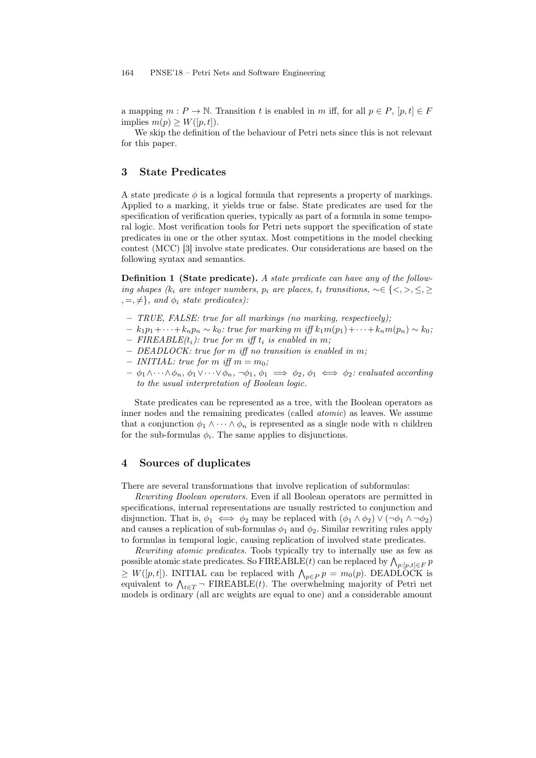a mapping $m : P \rightarrow \mathbb{N}$. Transition $t$ is enabled in $m$ iff, for all $p \in P$, $[p,t] \in F$ implies $m(p) \geq W([p,t])$.

We skip the definition of the behaviour of Petri nets since this is not relevant for this paper.

## 3 State Predicates

A state predicate $\phi$ is a logical formula that represents a property of markings. Applied to a marking, it yields true or false. State predicates are used for the specification of verification queries, typically as part of a formula in some temporal logic. Most verification tools for Petri nets support the specification of state predicates in one or the other syntax. Most competitions in the model checking contest (MCC) [3] involve state predicates. Our considerations are based on the following syntax and semantics.

**Definition 1 (State predicate).** *A state predicate can have any of the following shapes ($k_i$ are integer numbers, $p_i$ are places, $t_i$ transitions, $\sim \in \{<, >, \leq, \geq, =, \neq\}$, and $\phi_i$ state predicates):*

- *TRUE, FALSE: true for all markings (no marking, respectively);*
- *$k_1 p_1 + \cdots + k_n p_n \sim k_0$: true for marking $m$ iff $k_1 m(p_1) + \cdots + k_n m(p_n) \sim k_0$;*
- *FIREABLE($t_i$): true for $m$ iff $t_i$ is enabled in $m$;*
- *DEADLOCK: true for $m$ iff no transition is enabled in $m$;*
- *INITIAL: true for $m$ iff $m = m_0$;*
- *$\phi_1 \wedge \cdots \wedge \phi_n$, $\phi_1 \vee \cdots \vee \phi_n$, $\neg\phi_1$, $\phi_1 \implies \phi_2$, $\phi_1 \iff \phi_2$: evaluated according to the usual interpretation of Boolean logic.*

State predicates can be represented as a tree, with the Boolean operators as inner nodes and the remaining predicates (called *atomic*) as leaves. We assume that a conjunction $\phi_1 \wedge \cdots \wedge \phi_n$ is represented as a single node with $n$ children for the sub-formulas $\phi_i$. The same applies to disjunctions.

## 4 Sources of duplicates

There are several transformations that involve replication of subformulas:

*Rewriting Boolean operators.* Even if all Boolean operators are permitted in specifications, internal representations are usually restricted to conjunction and disjunction. That is, $\phi_1 \iff \phi_2$ may be replaced with $(\phi_1 \wedge \phi_2) \vee (\neg\phi_1 \wedge \neg\phi_2)$ and causes a replication of sub-formulas $\phi_1$ and $\phi_2$. Similar rewriting rules apply to formulas in temporal logic, causing replication of involved state predicates.

*Rewriting atomic predicates.* Tools typically try to internally use as few as possible atomic state predicates. So FIREABLE($t$) can be replaced by $\bigwedge_{p:[p,t] \in F} p \geq W([p,t])$. INITIAL can be replaced with $\bigwedge_{p \in P} p = m_0(p)$. DEADLOCK is equivalent to $\bigwedge_{t \in T} \neg$ FIREABLE($t$). The overwhelming majority of Petri net models is ordinary (all arc weights are equal to one) and a considerable amount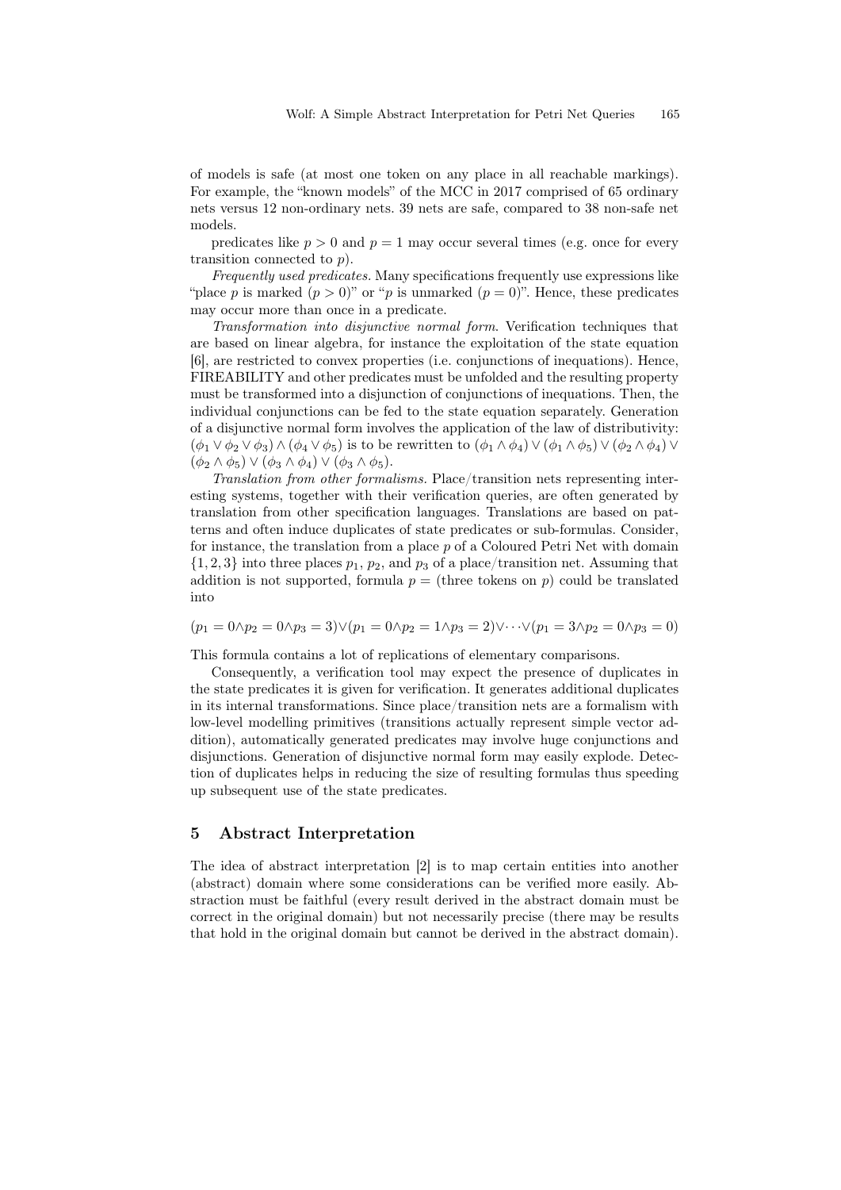of models is safe (at most one token on any place in all reachable markings). For example, the "known models" of the MCC in 2017 comprised of 65 ordinary nets versus 12 non-ordinary nets. 39 nets are safe, compared to 38 non-safe net models.

predicates like $p > 0$ and $p = 1$ may occur several times (e.g. once for every transition connected to $p$).

*Frequently used predicates.* Many specifications frequently use expressions like "place $p$ is marked ($p > 0$)" or "$p$ is unmarked ($p = 0$)". Hence, these predicates may occur more than once in a predicate.

*Transformation into disjunctive normal form.* Verification techniques that are based on linear algebra, for instance the exploitation of the state equation [6], are restricted to convex properties (i.e. conjunctions of inequations). Hence, FIREABILITY and other predicates must be unfolded and the resulting property must be transformed into a disjunction of conjunctions of inequations. Then, the individual conjunctions can be fed to the state equation separately. Generation of a disjunctive normal form involves the application of the law of distributivity: $(\phi_1 \vee \phi_2 \vee \phi_3) \wedge (\phi_4 \vee \phi_5)$ is to be rewritten to $(\phi_1 \wedge \phi_4) \vee (\phi_1 \wedge \phi_5) \vee (\phi_2 \wedge \phi_4) \vee (\phi_2 \wedge \phi_5) \vee (\phi_3 \wedge \phi_4) \vee (\phi_3 \wedge \phi_5)$.

*Translation from other formalisms.* Place/transition nets representing interesting systems, together with their verification queries, are often generated by translation from other specification languages. Translations are based on patterns and often induce duplicates of state predicates or sub-formulas. Consider, for instance, the translation from a place $p$ of a Coloured Petri Net with domain $\{1, 2, 3\}$ into three places $p_1$, $p_2$, and $p_3$ of a place/transition net. Assuming that addition is not supported, formula $p =$ (three tokens on $p$) could be translated into

$$(p_1 = 0 \wedge p_2 = 0 \wedge p_3 = 3) \vee (p_1 = 0 \wedge p_2 = 1 \wedge p_3 = 2) \vee \dots \vee (p_1 = 3 \wedge p_2 = 0 \wedge p_3 = 0)$$

This formula contains a lot of replications of elementary comparisons.

Consequently, a verification tool may expect the presence of duplicates in the state predicates it is given for verification. It generates additional duplicates in its internal transformations. Since place/transition nets are a formalism with low-level modelling primitives (transitions actually represent simple vector addition), automatically generated predicates may involve huge conjunctions and disjunctions. Generation of disjunctive normal form may easily explode. Detection of duplicates helps in reducing the size of resulting formulas thus speeding up subsequent use of the state predicates.

## 5 Abstract Interpretation

The idea of abstract interpretation [2] is to map certain entities into another (abstract) domain where some considerations can be verified more easily. Abstraction must be faithful (every result derived in the abstract domain must be correct in the original domain) but not necessarily precise (there may be results that hold in the original domain but cannot be derived in the abstract domain).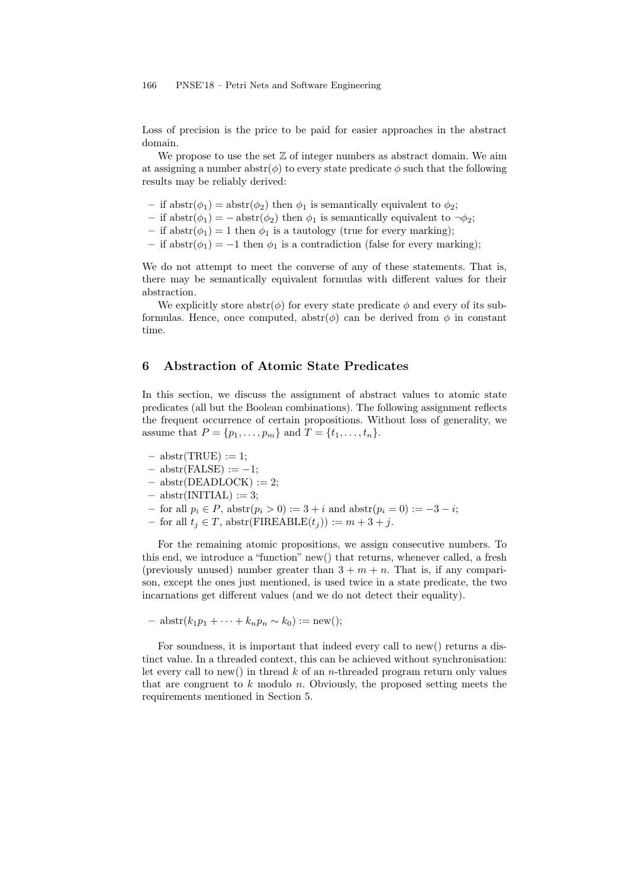Loss of precision is the price to be paid for easier approaches in the abstract domain.

We propose to use the set $\mathbb{Z}$ of integer numbers as abstract domain. We aim at assigning a number $\text{abstr}(\phi)$ to every state predicate $\phi$ such that the following results may be reliably derived:

- if $\text{abstr}(\phi_1) = \text{abstr}(\phi_2)$ then $\phi_1$ is semantically equivalent to $\phi_2$;
- if $\text{abstr}(\phi_1) = -\text{abstr}(\phi_2)$ then $\phi_1$ is semantically equivalent to $\neg\phi_2$;
- if $\text{abstr}(\phi_1) = 1$ then $\phi_1$ is a tautology (true for every marking);
- if $\text{abstr}(\phi_1) = -1$ then $\phi_1$ is a contradiction (false for every marking);

We do not attempt to meet the converse of any of these statements. That is, there may be semantically equivalent formulas with different values for their abstraction.

We explicitly store $\text{abstr}(\phi)$ for every state predicate $\phi$ and every of its subformulas. Hence, once computed, $\text{abstr}(\phi)$ can be derived from $\phi$ in constant time.

## 6 Abstraction of Atomic State Predicates

In this section, we discuss the assignment of abstract values to atomic state predicates (all but the Boolean combinations). The following assignment reflects the frequent occurrence of certain propositions. Without loss of generality, we assume that $P = \{p_1, \dots, p_m\}$ and $T = \{t_1, \dots, t_n\}$.

- $\text{abstr}(\text{TRUE}) := 1$;
- $\text{abstr}(\text{FALSE}) := -1$;
- $\text{abstr}(\text{DEADLOCK}) := 2$;
- $\text{abstr}(\text{INITIAL}) := 3$;
- for all $p_i \in P$, $\text{abstr}(p_i > 0) := 3 + i$ and $\text{abstr}(p_i = 0) := -3 - i$;
- for all $t_j \in T$, $\text{abstr}(\text{FIREABLE}(t_j)) := m + 3 + j$.

For the remaining atomic propositions, we assign consecutive numbers. To this end, we introduce a "function" new() that returns, whenever called, a fresh (previously unused) number greater than $3 + m + n$. That is, if any comparison, except the ones just mentioned, is used twice in a state predicate, the two incarnations get different values (and we do not detect their equality).

- $\text{abstr}(k_1 p_1 + \dots + k_n p_n \sim k_0) := \text{new}()$;

For soundness, it is important that indeed every call to new() returns a distinct value. In a threaded context, this can be achieved without synchronisation: let every call to new() in thread $k$ of an $n$-threaded program return only values that are congruent to $k$ modulo $n$. Obviously, the proposed setting meets the requirements mentioned in Section 5.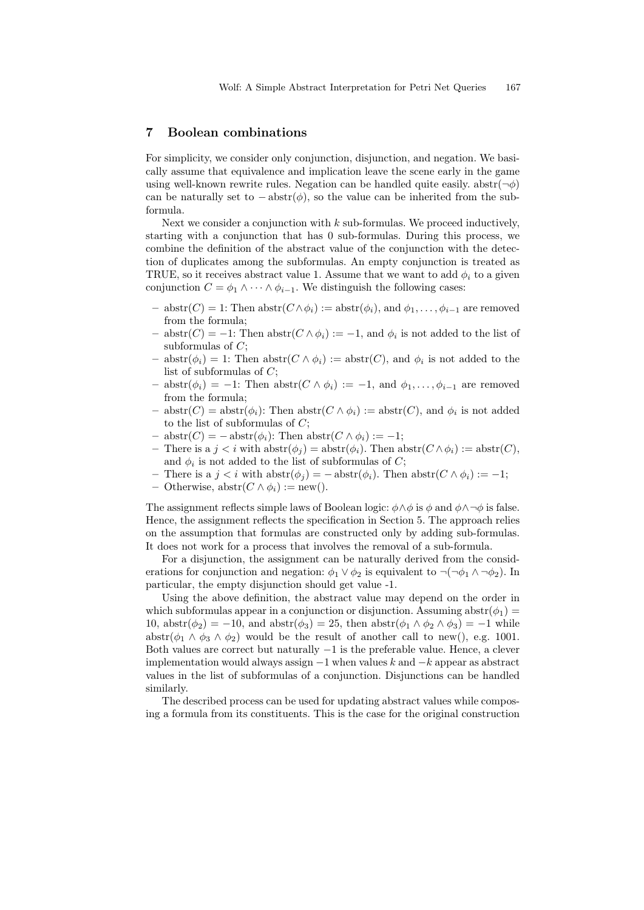## 7 Boolean combinations

For simplicity, we consider only conjunction, disjunction, and negation. We basically assume that equivalence and implication leave the scene early in the game using well-known rewrite rules. Negation can be handled quite easily. $\text{abstr}(\neg\phi)$ can be naturally set to $-\text{abstr}(\phi)$, so the value can be inherited from the sub-formula.

Next we consider a conjunction with $k$ sub-formulas. We proceed inductively, starting with a conjunction that has 0 sub-formulas. During this process, we combine the definition of the abstract value of the conjunction with the detection of duplicates among the subformulas. An empty conjunction is treated as TRUE, so it receives abstract value 1. Assume that we want to add $\phi_i$ to a given conjunction $C = \phi_1 \wedge \cdots \wedge \phi_{i-1}$. We distinguish the following cases:

- $\text{abstr}(C) = 1$: Then $\text{abstr}(C \wedge \phi_i) := \text{abstr}(\phi_i)$, and $\phi_1, \ldots, \phi_{i-1}$ are removed from the formula;
- $\text{abstr}(C) = -1$: Then $\text{abstr}(C \wedge \phi_i) := -1$, and $\phi_i$ is not added to the list of subformulas of $C$;
- $\text{abstr}(\phi_i) = 1$: Then $\text{abstr}(C \wedge \phi_i) := \text{abstr}(C)$, and $\phi_i$ is not added to the list of subformulas of $C$;
- $\text{abstr}(\phi_i) = -1$: Then $\text{abstr}(C \wedge \phi_i) := -1$, and $\phi_1, \ldots, \phi_{i-1}$ are removed from the formula;
- $\text{abstr}(C) = \text{abstr}(\phi_i)$: Then $\text{abstr}(C \wedge \phi_i) := \text{abstr}(C)$, and $\phi_i$ is not added to the list of subformulas of $C$;
- $\text{abstr}(C) = -\text{abstr}(\phi_i)$: Then $\text{abstr}(C \wedge \phi_i) := -1$;
- There is a $j < i$ with $\text{abstr}(\phi_j) = \text{abstr}(\phi_i)$. Then $\text{abstr}(C \wedge \phi_i) := \text{abstr}(C)$, and $\phi_i$ is not added to the list of subformulas of $C$;
- There is a $j < i$ with $\text{abstr}(\phi_j) = -\text{abstr}(\phi_i)$. Then $\text{abstr}(C \wedge \phi_i) := -1$;
- Otherwise, $\text{abstr}(C \wedge \phi_i) := \text{new}()$.

The assignment reflects simple laws of Boolean logic: $\phi \wedge \phi$ is $\phi$ and $\phi \wedge \neg\phi$ is false. Hence, the assignment reflects the specification in Section 5. The approach relies on the assumption that formulas are constructed only by adding sub-formulas. It does not work for a process that involves the removal of a sub-formula.

For a disjunction, the assignment can be naturally derived from the considerations for conjunction and negation: $\phi_1 \vee \phi_2$ is equivalent to $\neg(\neg\phi_1 \wedge \neg\phi_2)$. In particular, the empty disjunction should get value -1.

Using the above definition, the abstract value may depend on the order in which subformulas appear in a conjunction or disjunction. Assuming $\text{abstr}(\phi_1) = 10$, $\text{abstr}(\phi_2) = -10$, and $\text{abstr}(\phi_3) = 25$, then $\text{abstr}(\phi_1 \wedge \phi_2 \wedge \phi_3) = -1$ while $\text{abstr}(\phi_1 \wedge \phi_3 \wedge \phi_2)$ would be the result of another call to new(), e.g. 1001. Both values are correct but naturally $-1$ is the preferable value. Hence, a clever implementation would always assign $-1$ when values $k$ and $-k$ appear as abstract values in the list of subformulas of a conjunction. Disjunctions can be handled similarly.

The described process can be used for updating abstract values while composing a formula from its constituents. This is the case for the original construction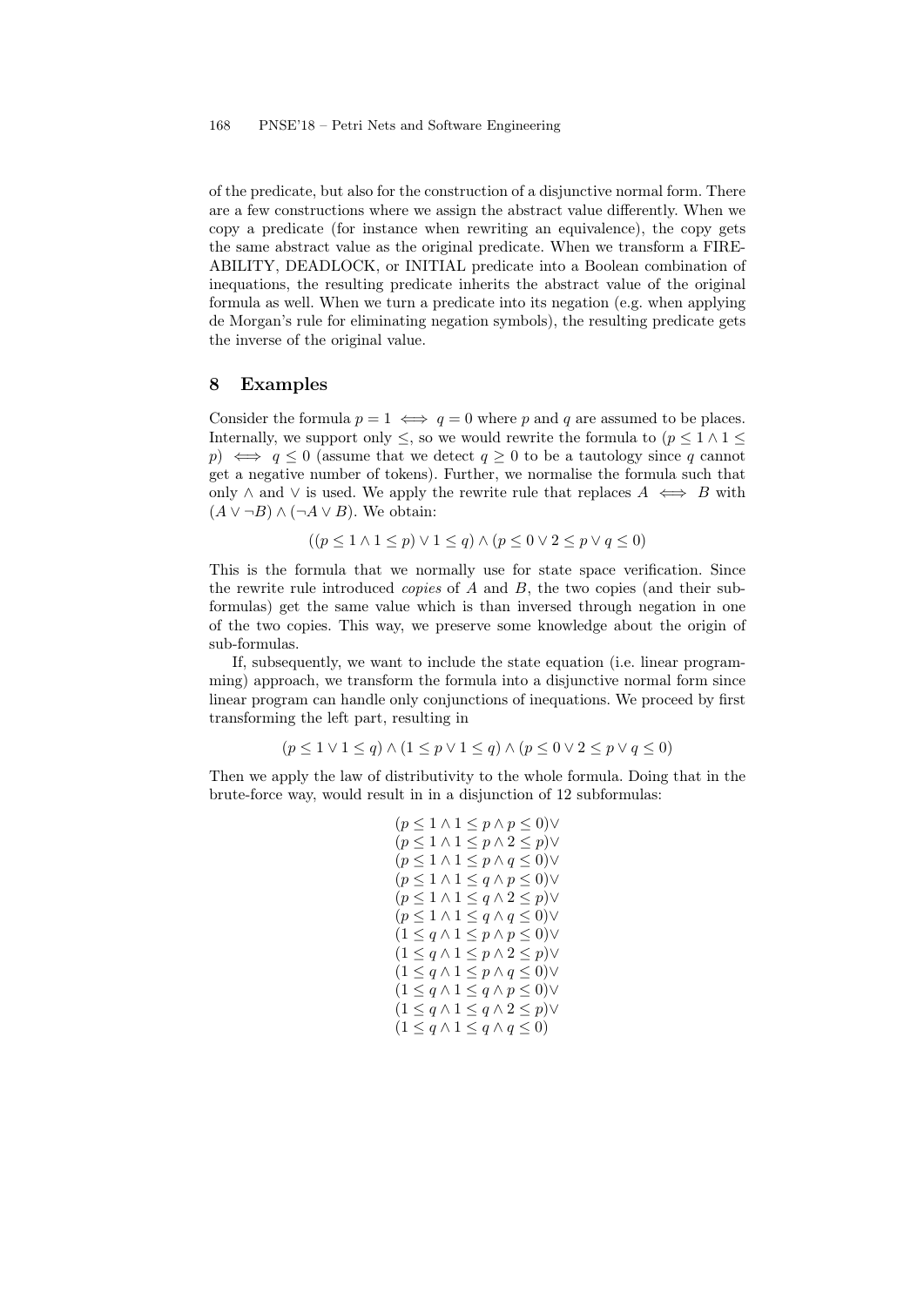of the predicate, but also for the construction of a disjunctive normal form. There are a few constructions where we assign the abstract value differently. When we copy a predicate (for instance when rewriting an equivalence), the copy gets the same abstract value as the original predicate. When we transform a FIREABILITY, DEADLOCK, or INITIAL predicate into a Boolean combination of inequations, the resulting predicate inherits the abstract value of the original formula as well. When we turn a predicate into its negation (e.g. when applying de Morgan's rule for eliminating negation symbols), the resulting predicate gets the inverse of the original value.

## 8 Examples

Consider the formula $p = 1 \iff q = 0$ where $p$ and $q$ are assumed to be places. Internally, we support only $\leq$, so we would rewrite the formula to $(p \leq 1 \wedge 1 \leq p) \iff q \leq 0$ (assume that we detect $q \geq 0$ to be a tautology since $q$ cannot get a negative number of tokens). Further, we normalise the formula such that only $\wedge$ and $\vee$ is used. We apply the rewrite rule that replaces $A \iff B$ with $(A \vee \neg B) \wedge (\neg A \vee B)$. We obtain:

$$((p \leq 1 \wedge 1 \leq p) \vee 1 \leq q) \wedge (p \leq 0 \vee 2 \leq p \vee q \leq 0)$$

This is the formula that we normally use for state space verification. Since the rewrite rule introduced *copies* of $A$ and $B$, the two copies (and their subformulas) get the same value which is than inversed through negation in one of the two copies. This way, we preserve some knowledge about the origin of sub-formulas.

If, subsequently, we want to include the state equation (i.e. linear programming) approach, we transform the formula into a disjunctive normal form since linear program can handle only conjunctions of inequations. We proceed by first transforming the left part, resulting in

$$(p \leq 1 \vee 1 \leq q) \wedge (1 \leq p \vee 1 \leq q) \wedge (p \leq 0 \vee 2 \leq p \vee q \leq 0)$$

Then we apply the law of distributivity to the whole formula. Doing that in the brute-force way, would result in in a disjunction of 12 subformulas:

$$\begin{array}{l}
(p \leq 1 \wedge 1 \leq p \wedge p \leq 0) \vee \\
(p \leq 1 \wedge 1 \leq p \wedge 2 \leq p) \vee \\
(p \leq 1 \wedge 1 \leq p \wedge q \leq 0) \vee \\
(p \leq 1 \wedge 1 \leq q \wedge p \leq 0) \vee \\
(p \leq 1 \wedge 1 \leq q \wedge 2 \leq p) \vee \\
(p \leq 1 \wedge 1 \leq q \wedge q \leq 0) \vee \\
(1 \leq q \wedge 1 \leq p \wedge p \leq 0) \vee \\
(1 \leq q \wedge 1 \leq p \wedge 2 \leq p) \vee \\
(1 \leq q \wedge 1 \leq p \wedge q \leq 0) \vee \\
(1 \leq q \wedge 1 \leq q \wedge p \leq 0) \vee \\
(1 \leq q \wedge 1 \leq q \wedge 2 \leq p) \vee \\
(1 \leq q \wedge 1 \leq q \wedge q \leq 0)
\end{array}$$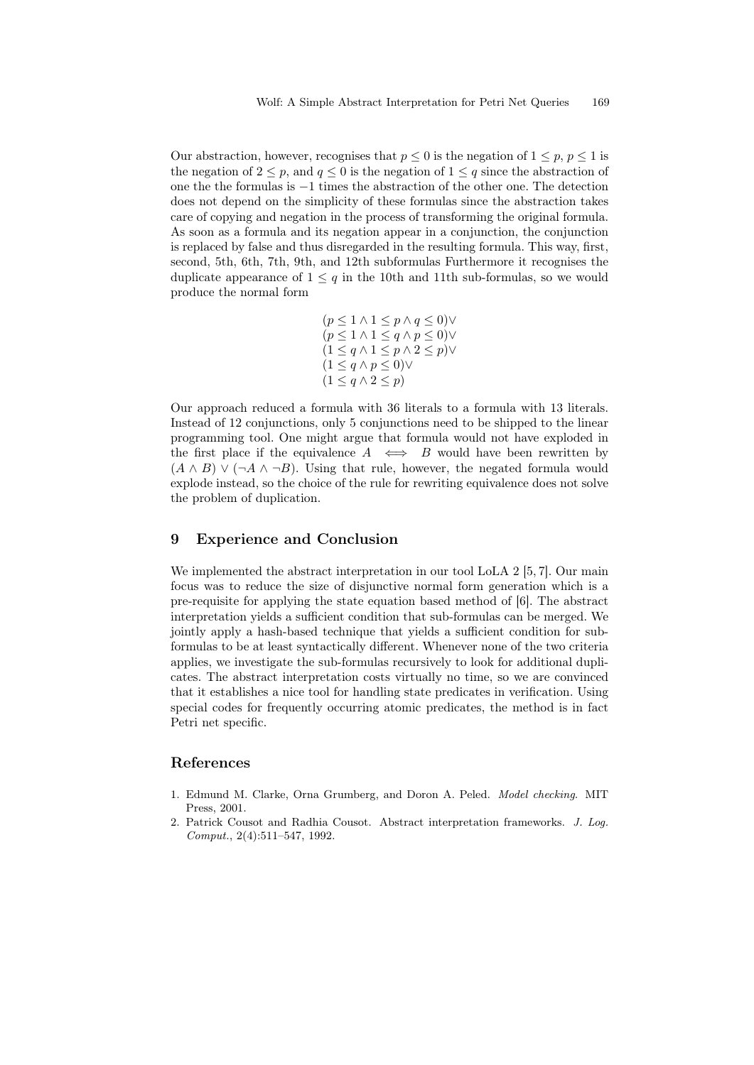Our abstraction, however, recognises that $p \leq 0$ is the negation of $1 \leq p$, $p \leq 1$ is the negation of $2 \leq p$, and $q \leq 0$ is the negation of $1 \leq q$ since the abstraction of one the the formulas is $-1$ times the abstraction of the other one. The detection does not depend on the simplicity of these formulas since the abstraction takes care of copying and negation in the process of transforming the original formula. As soon as a formula and its negation appear in a conjunction, the conjunction is replaced by false and thus disregarded in the resulting formula. This way, first, second, 5th, 6th, 7th, 9th, and 12th subformulas Furthermore it recognises the duplicate appearance of $1 \leq q$ in the 10th and 11th sub-formulas, so we would produce the normal form

$$
\begin{array}{l}
(p \leq 1 \wedge 1 \leq p \wedge q \leq 0) \vee \\
(p \leq 1 \wedge 1 \leq q \wedge p \leq 0) \vee \\
(1 \leq q \wedge 1 \leq p \wedge 2 \leq p) \vee \\
(1 \leq q \wedge p \leq 0) \vee \\
(1 \leq q \wedge 2 \leq p)
\end{array}
$$

Our approach reduced a formula with 36 literals to a formula with 13 literals. Instead of 12 conjunctions, only 5 conjunctions need to be shipped to the linear programming tool. One might argue that formula would not have exploded in the first place if the equivalence $A \iff B$ would have been rewritten by $(A \wedge B) \vee (\neg A \wedge \neg B)$. Using that rule, however, the negated formula would explode instead, so the choice of the rule for rewriting equivalence does not solve the problem of duplication.

## 9 Experience and Conclusion

We implemented the abstract interpretation in our tool LoLA 2 [5, 7]. Our main focus was to reduce the size of disjunctive normal form generation which is a pre-requisite for applying the state equation based method of [6]. The abstract interpretation yields a sufficient condition that sub-formulas can be merged. We jointly apply a hash-based technique that yields a sufficient condition for sub-formulas to be at least syntactically different. Whenever none of the two criteria applies, we investigate the sub-formulas recursively to look for additional duplicates. The abstract interpretation costs virtually no time, so we are convinced that it establishes a nice tool for handling state predicates in verification. Using special codes for frequently occurring atomic predicates, the method is in fact Petri net specific.

## References

1. Edmund M. Clarke, Orna Grumberg, and Doron A. Peled. *Model checking*. MIT Press, 2001.
2. Patrick Cousot and Radhia Cousot. Abstract interpretation frameworks. *J. Log. Comput.*, 2(4):511–547, 1992.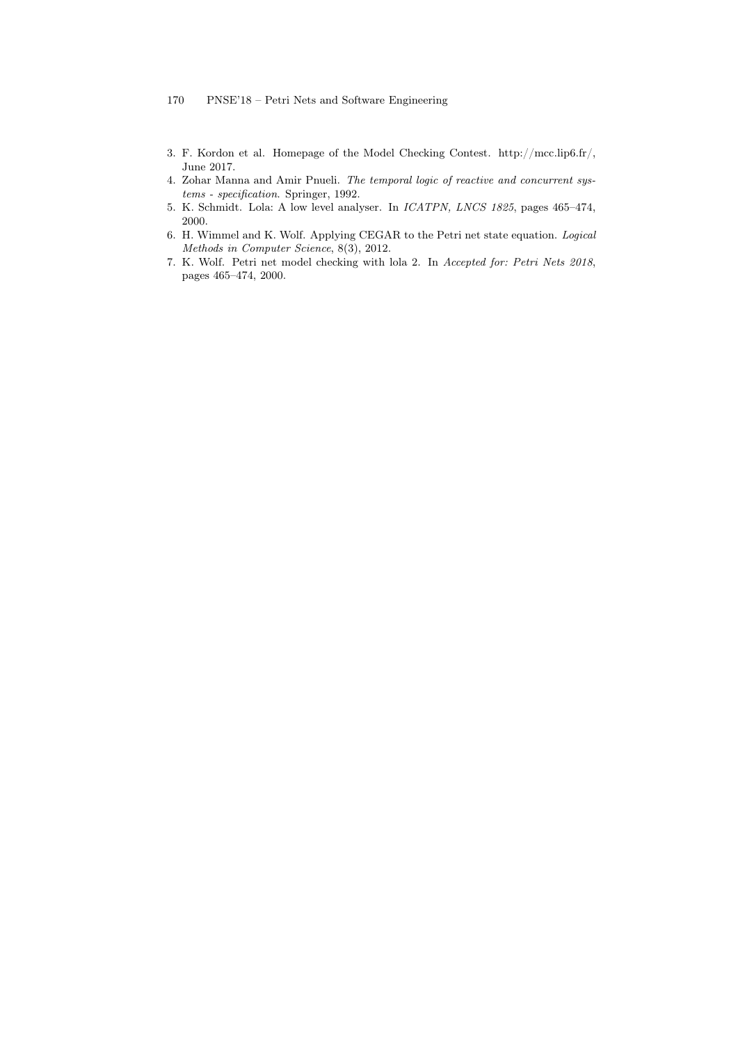3. F. Kordon et al. Homepage of the Model Checking Contest. http://mcc.lip6.fr/, June 2017.
4. Zohar Manna and Amir Pnueli. *The temporal logic of reactive and concurrent systems - specification*. Springer, 1992.
5. K. Schmidt. Lola: A low level analyser. In *ICATPN, LNCS 1825*, pages 465–474, 2000.
6. H. Wimmel and K. Wolf. Applying CEGAR to the Petri net state equation. *Logical Methods in Computer Science*, 8(3), 2012.
7. K. Wolf. Petri net model checking with lola 2. In *Accepted for: Petri Nets 2018*, pages 465–474, 2000.